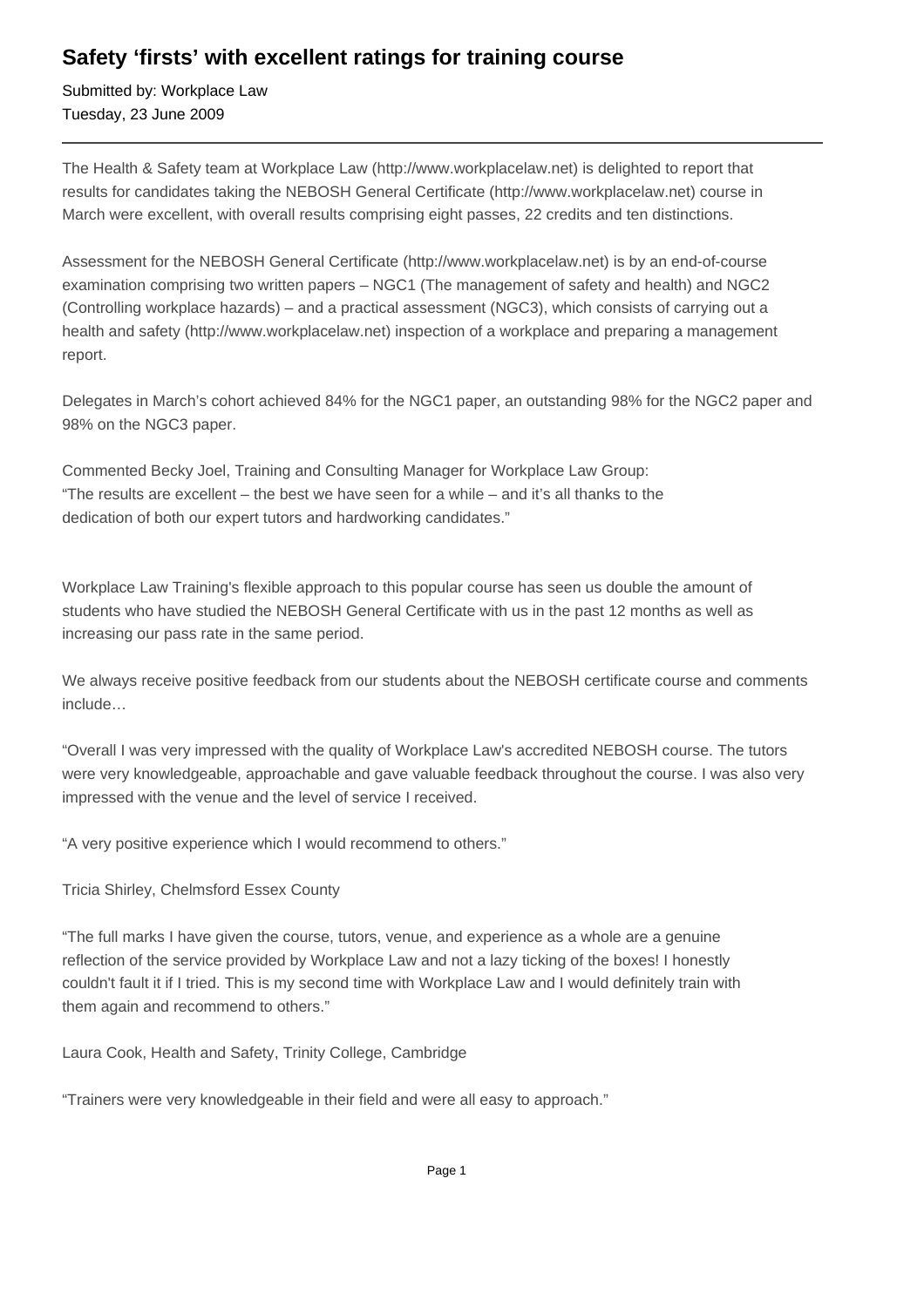# Safety 'firsts' with excellent ratings for training course

Submitted by: Workplace Law
Tuesday, 23 June 2009

---

The Health & Safety team at Workplace Law (http://www.workplacelaw.net) is delighted to report that results for candidates taking the NEBOSH General Certificate (http://www.workplacelaw.net) course in March were excellent, with overall results comprising eight passes, 22 credits and ten distinctions.

Assessment for the NEBOSH General Certificate (http://www.workplacelaw.net) is by an end-of-course examination comprising two written papers – NGC1 (The management of safety and health) and NGC2 (Controlling workplace hazards) – and a practical assessment (NGC3), which consists of carrying out a health and safety (http://www.workplacelaw.net) inspection of a workplace and preparing a management report.

Delegates in March's cohort achieved 84% for the NGC1 paper, an outstanding 98% for the NGC2 paper and 98% on the NGC3 paper.

Commented Becky Joel, Training and Consulting Manager for Workplace Law Group:
"The results are excellent – the best we have seen for a while – and it's all thanks to the dedication of both our expert tutors and hardworking candidates."

Workplace Law Training's flexible approach to this popular course has seen us double the amount of students who have studied the NEBOSH General Certificate with us in the past 12 months as well as increasing our pass rate in the same period.

We always receive positive feedback from our students about the NEBOSH certificate course and comments include…

"Overall I was very impressed with the quality of Workplace Law's accredited NEBOSH course. The tutors were very knowledgeable, approachable and gave valuable feedback throughout the course. I was also very impressed with the venue and the level of service I received.

"A very positive experience which I would recommend to others."

Tricia Shirley, Chelmsford Essex County

"The full marks I have given the course, tutors, venue, and experience as a whole are a genuine reflection of the service provided by Workplace Law and not a lazy ticking of the boxes! I honestly couldn't fault it if I tried. This is my second time with Workplace Law and I would definitely train with them again and recommend to others."

Laura Cook, Health and Safety, Trinity College, Cambridge

"Trainers were very knowledgeable in their field and were all easy to approach."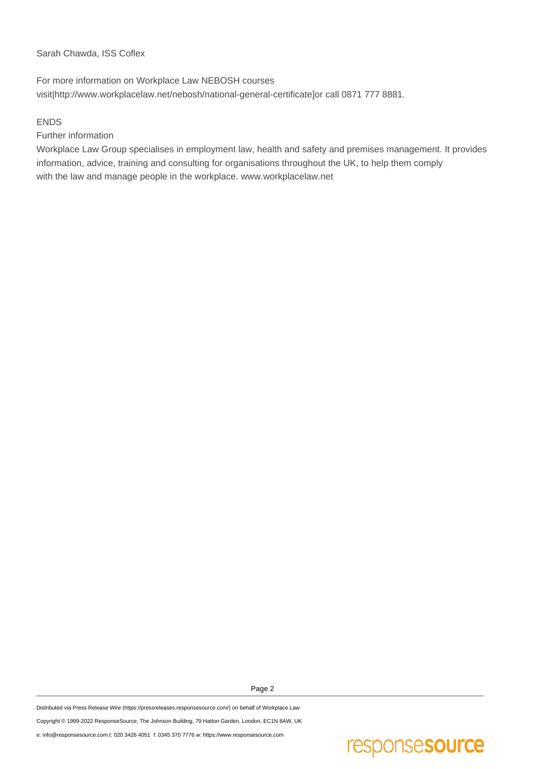Sarah Chawda, ISS Coflex

For more information on Workplace Law NEBOSH courses visit|http://www.workplacelaw.net/nebosh/national-general-certificate]or call 0871 777 8881.

ENDS

Further information

Workplace Law Group specialises in employment law, health and safety and premises management. It provides information, advice, training and consulting for organisations throughout the UK, to help them comply with the law and manage people in the workplace. www.workplacelaw.net